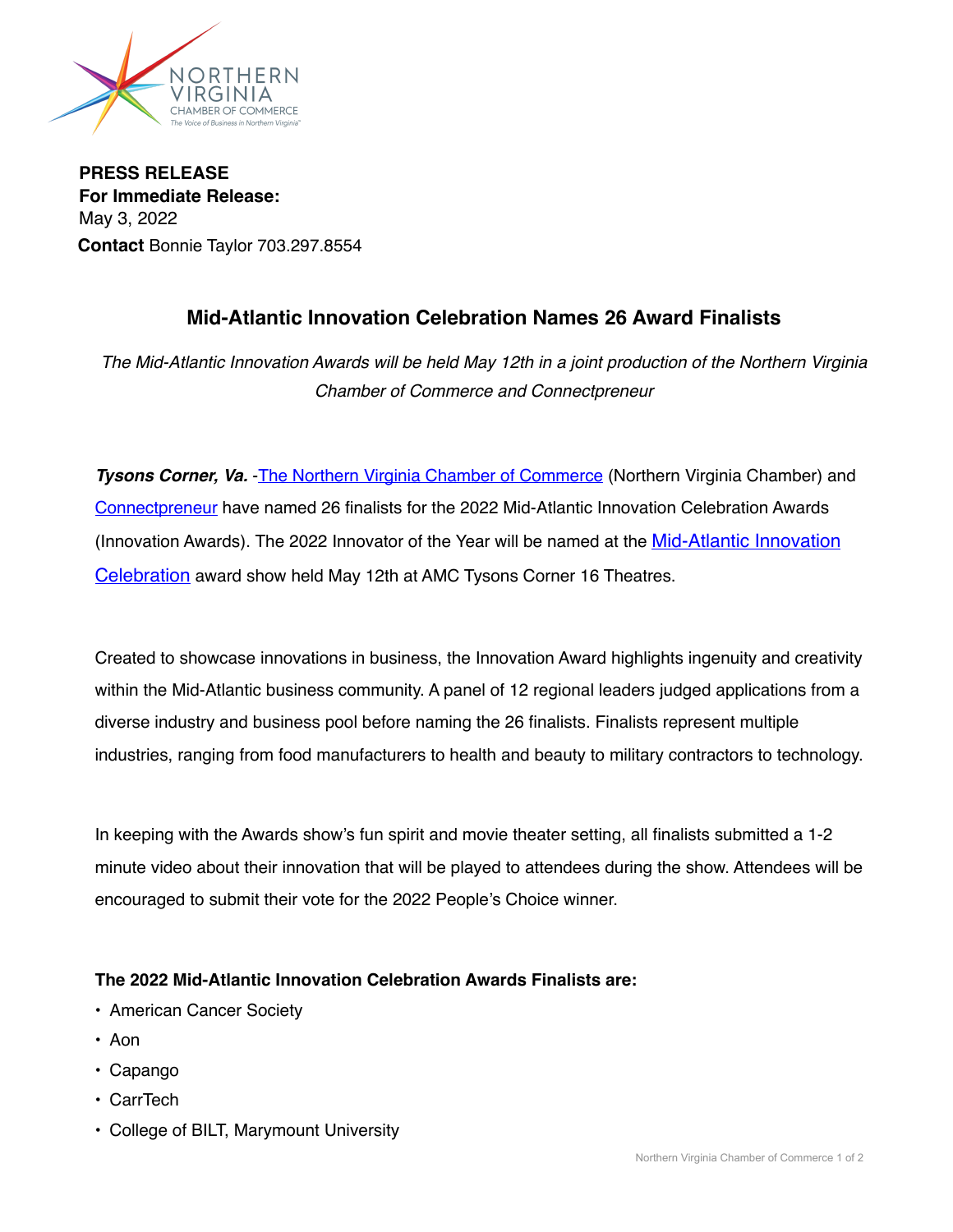NORTHERN VIRGINIA CHAMBER OF COMMERCE
*The Voice of Business in Northern Virginia™*

**PRESS RELEASE**
**For Immediate Release:**
May 3, 2022
**Contact** Bonnie Taylor 703.297.8554

## Mid-Atlantic Innovation Celebration Names 26 Award Finalists

*The Mid-Atlantic Innovation Awards will be held May 12th in a joint production of the Northern Virginia Chamber of Commerce and Connectpreneur*

***Tysons Corner, Va.*** -The Northern Virginia Chamber of Commerce (Northern Virginia Chamber) and Connectpreneur have named 26 finalists for the 2022 Mid-Atlantic Innovation Celebration Awards (Innovation Awards). The 2022 Innovator of the Year will be named at the Mid-Atlantic Innovation Celebration award show held May 12th at AMC Tysons Corner 16 Theatres.

Created to showcase innovations in business, the Innovation Award highlights ingenuity and creativity within the Mid-Atlantic business community. A panel of 12 regional leaders judged applications from a diverse industry and business pool before naming the 26 finalists. Finalists represent multiple industries, ranging from food manufacturers to health and beauty to military contractors to technology.

In keeping with the Awards show's fun spirit and movie theater setting, all finalists submitted a 1-2 minute video about their innovation that will be played to attendees during the show. Attendees will be encouraged to submit their vote for the 2022 People's Choice winner.

**The 2022 Mid-Atlantic Innovation Celebration Awards Finalists are:**

- American Cancer Society
- Aon
- Capango
- CarrTech
- College of BILT, Marymount University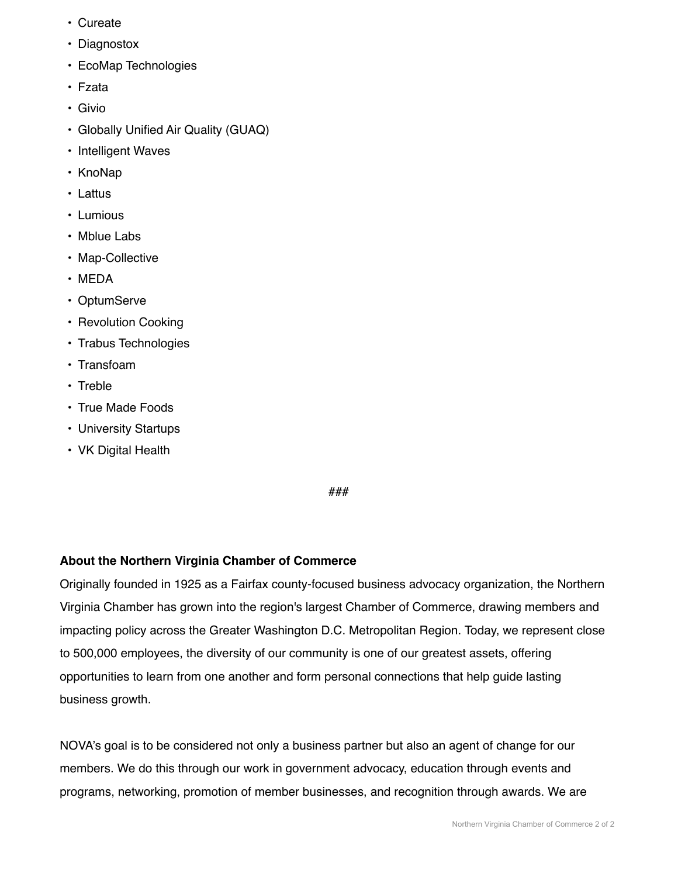- Cureate
- Diagnostox
- EcoMap Technologies
- Fzata
- Givio
- Globally Unified Air Quality (GUAQ)
- Intelligent Waves
- KnoNap
- Lattus
- Lumious
- Mblue Labs
- Map-Collective
- MEDA
- OptumServe
- Revolution Cooking
- Trabus Technologies
- Transfoam
- Treble
- True Made Foods
- University Startups
- VK Digital Health

###

**About the Northern Virginia Chamber of Commerce**

Originally founded in 1925 as a Fairfax county-focused business advocacy organization, the Northern Virginia Chamber has grown into the region's largest Chamber of Commerce, drawing members and impacting policy across the Greater Washington D.C. Metropolitan Region. Today, we represent close to 500,000 employees, the diversity of our community is one of our greatest assets, offering opportunities to learn from one another and form personal connections that help guide lasting business growth.

NOVA's goal is to be considered not only a business partner but also an agent of change for our members. We do this through our work in government advocacy, education through events and programs, networking, promotion of member businesses, and recognition through awards. We are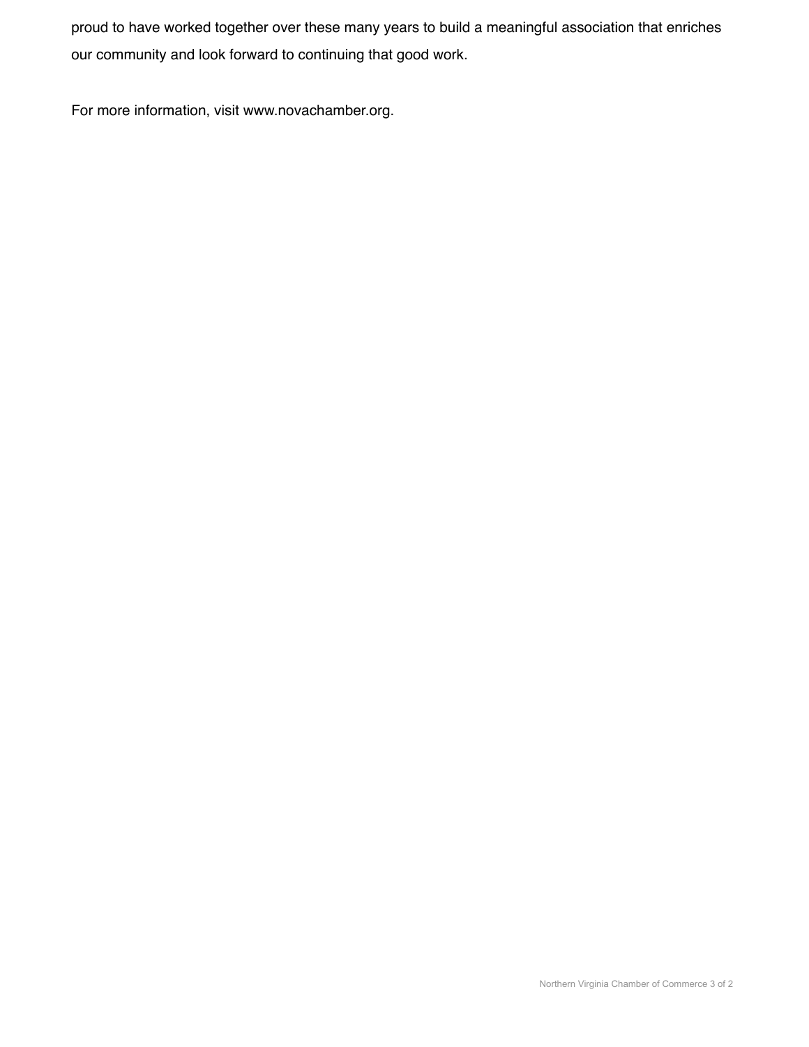proud to have worked together over these many years to build a meaningful association that enriches our community and look forward to continuing that good work.

For more information, visit www.novachamber.org.